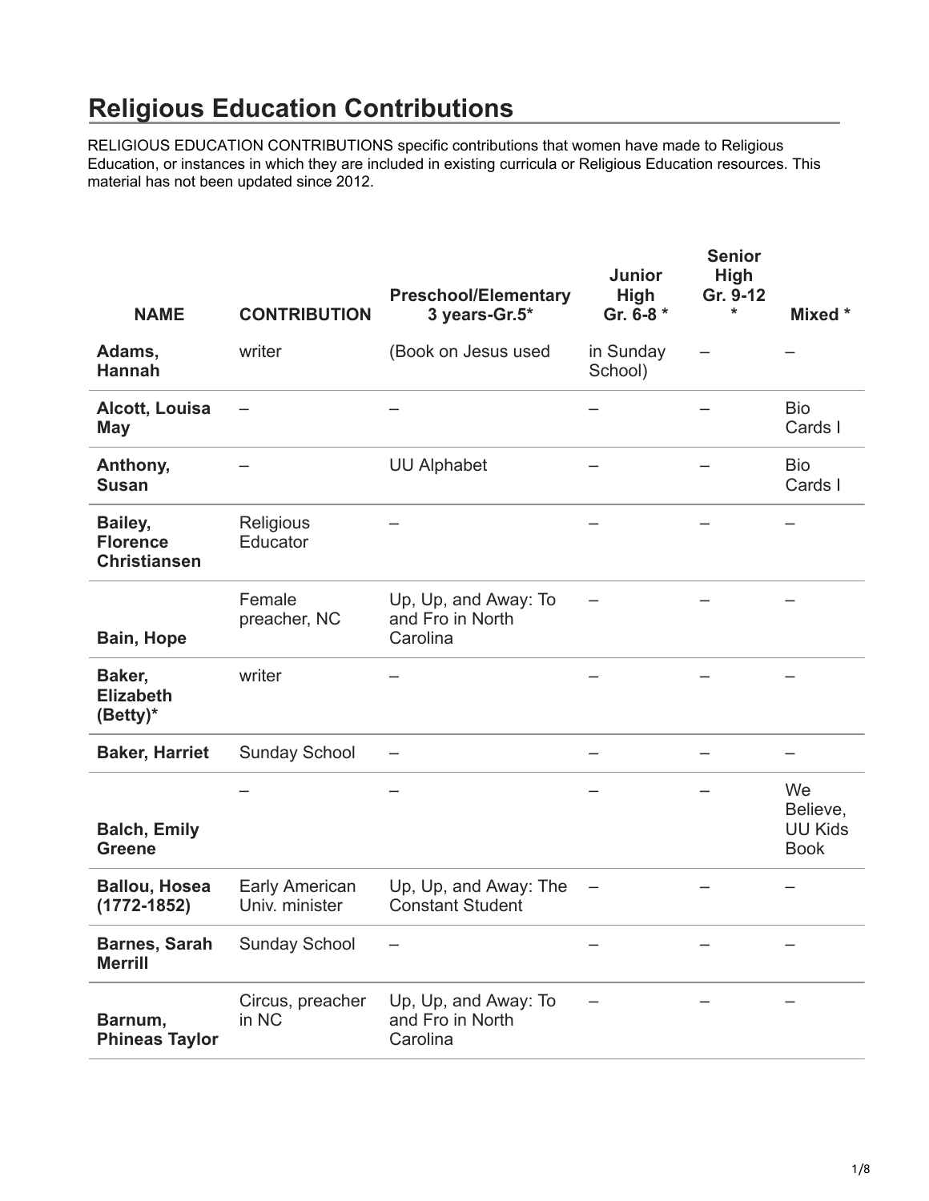# Religious Education Contributions

RELIGIOUS EDUCATION CONTRIBUTIONS specific contributions that women have made to Religious Education, or instances in which they are included in existing curricula or Religious Education resources. This material has not been updated since 2012.

| NAME | CONTRIBUTION | Preschool/Elementary 3 years-Gr.5* | Junior High Gr. 6-8 * | Senior High Gr. 9-12 * | Mixed * |
|---|---|---|---|---|---|
| **Adams, Hannah** | writer | (Book on Jesus used | in Sunday School) | – | – |
| **Alcott, Louisa May** | – | – | – | – | Bio Cards I |
| **Anthony, Susan** | – | UU Alphabet | – | – | Bio Cards I |
| **Bailey, Florence Christiansen** | Religious Educator | – | – | – | – |
| **Bain, Hope** | Female preacher, NC | Up, Up, and Away: To and Fro in North Carolina | – | – | – |
| **Baker, Elizabeth (Betty)*** | writer | – | – | – | – |
| **Baker, Harriet** | Sunday School | – | – | – | – |
| **Balch, Emily Greene** | – | – | – | – | We Believe, UU Kids Book |
| **Ballou, Hosea (1772-1852)** | Early American Univ. minister | Up, Up, and Away: The Constant Student | – | – | – |
| **Barnes, Sarah Merrill** | Sunday School | – | – | – | – |
| **Barnum, Phineas Taylor** | Circus, preacher in NC | Up, Up, and Away: To and Fro in North Carolina | – | – | – |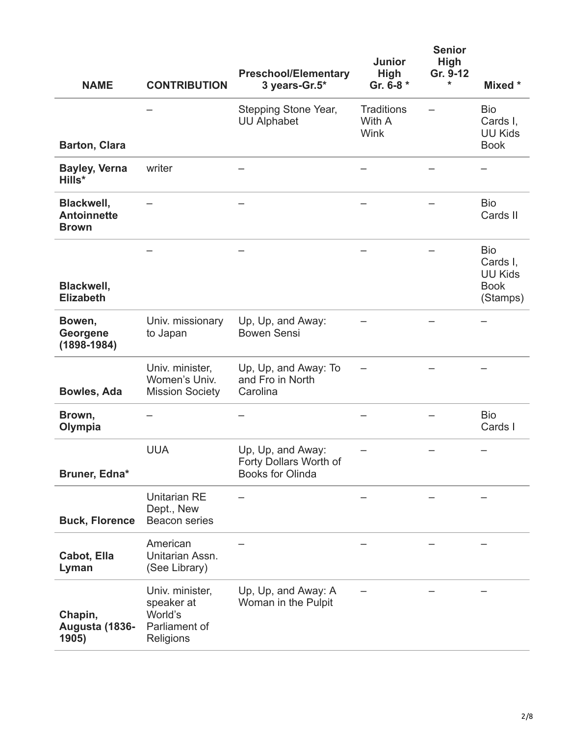| NAME | CONTRIBUTION | Preschool/Elementary 3 years-Gr.5* | Junior High Gr. 6-8 * | Senior High Gr. 9-12 * | Mixed * |
|---|---|---|---|---|---|
| **Barton, Clara** | – | Stepping Stone Year, UU Alphabet | Traditions With A Wink | – | Bio Cards I, UU Kids Book |
| **Bayley, Verna Hills*** | writer | – | – | – | – |
| **Blackwell, Antoinnette Brown** | – | – | – | – | Bio Cards II |
| **Blackwell, Elizabeth** | – | – | – | – | Bio Cards I, UU Kids Book (Stamps) |
| **Bowen, Georgene (1898-1984)** | Univ. missionary to Japan | Up, Up, and Away: Bowen Sensi | – | – | – |
| **Bowles, Ada** | Univ. minister, Women's Univ. Mission Society | Up, Up, and Away: To and Fro in North Carolina | – | – | – |
| **Brown, Olympia** | – | – | – | – | Bio Cards I |
| **Bruner, Edna*** | UUA | Up, Up, and Away: Forty Dollars Worth of Books for Olinda | – | – | – |
| **Buck, Florence** | Unitarian RE Dept., New Beacon series | – | – | – | – |
| **Cabot, Ella Lyman** | American Unitarian Assn. (See Library) | – | – | – | – |
| **Chapin, Augusta (1836-1905)** | Univ. minister, speaker at World's Parliament of Religions | Up, Up, and Away: A Woman in the Pulpit | – | – | – |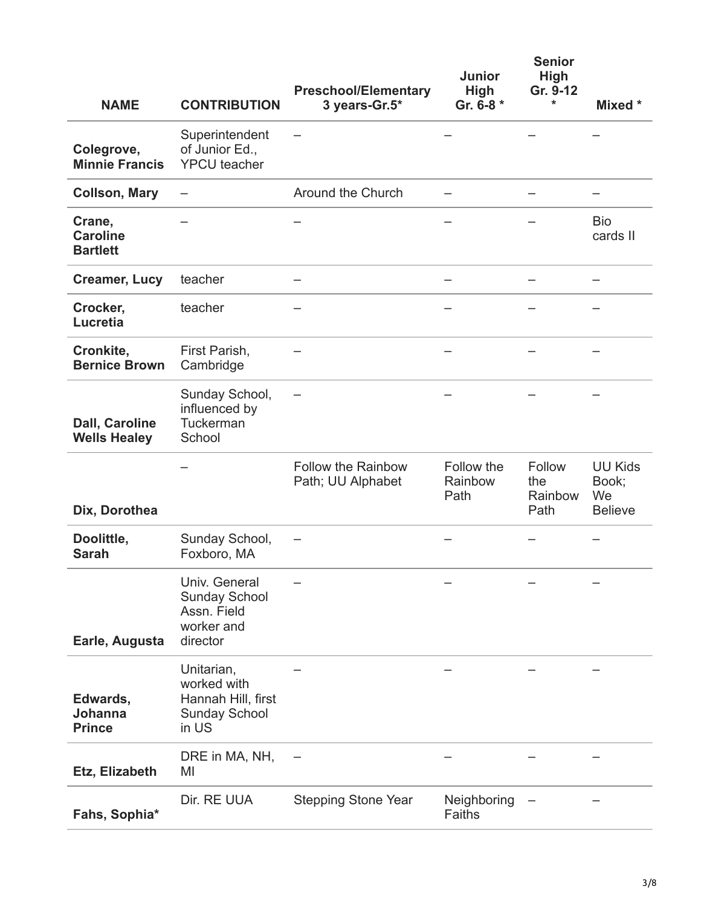| NAME | CONTRIBUTION | Preschool/Elementary 3 years-Gr.5* | Junior High Gr. 6-8 * | Senior High Gr. 9-12 * | Mixed * |
|---|---|---|---|---|---|
| **Colegrove, Minnie Francis** | Superintendent of Junior Ed., YPCU teacher | – | – | – | – |
| **Collson, Mary** | – | Around the Church | – | – | – |
| **Crane, Caroline Bartlett** | – | – | – | – | Bio cards II |
| **Creamer, Lucy** | teacher | – | – | – | – |
| **Crocker, Lucretia** | teacher | – | – | – | – |
| **Cronkite, Bernice Brown** | First Parish, Cambridge | – | – | – | – |
| **Dall, Caroline Wells Healey** | Sunday School, influenced by Tuckerman School | – | – | – | – |
| **Dix, Dorothea** | – | Follow the Rainbow Path; UU Alphabet | Follow the Rainbow Path | Follow the Rainbow Path | UU Kids Book; We Believe |
| **Doolittle, Sarah** | Sunday School, Foxboro, MA | – | – | – | – |
| **Earle, Augusta** | Univ. General Sunday School Assn. Field worker and director | – | – | – | – |
| **Edwards, Johanna Prince** | Unitarian, worked with Hannah Hill, first Sunday School in US | – | – | – | – |
| **Etz, Elizabeth** | DRE in MA, NH, MI | – | – | – | – |
| **Fahs, Sophia*** | Dir. RE UUA | Stepping Stone Year | Neighboring Faiths | – | – |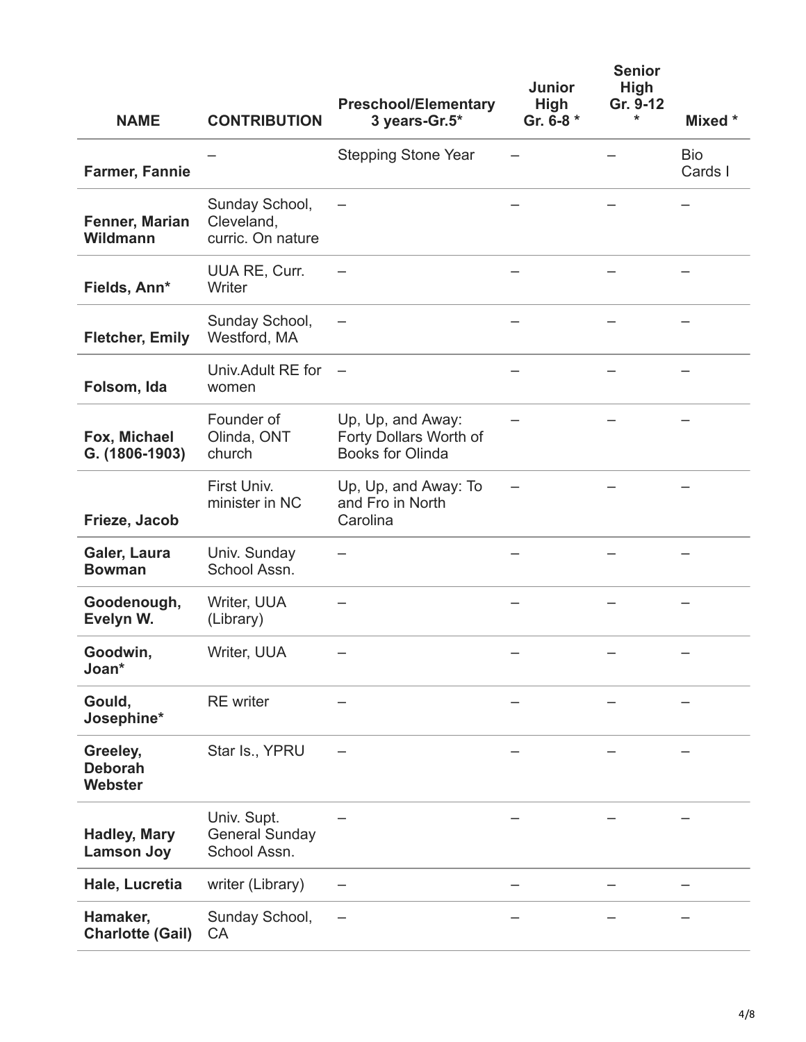| NAME | CONTRIBUTION | Preschool/Elementary 3 years-Gr.5* | Junior High Gr. 6-8 * | Senior High Gr. 9-12 * | Mixed * |
|---|---|---|---|---|---|
| **Farmer, Fannie** | – | Stepping Stone Year | – | – | Bio Cards I |
| **Fenner, Marian Wildmann** | Sunday School, Cleveland, curric. On nature | – | – | – | – |
| **Fields, Ann*** | UUA RE, Curr. Writer | – | – | – | – |
| **Fletcher, Emily** | Sunday School, Westford, MA | – | – | – | – |
| **Folsom, Ida** | Univ.Adult RE for women | – | – | – | – |
| **Fox, Michael G. (1806-1903)** | Founder of Olinda, ONT church | Up, Up, and Away: Forty Dollars Worth of Books for Olinda | – | – | – |
| **Frieze, Jacob** | First Univ. minister in NC | Up, Up, and Away: To and Fro in North Carolina | – | – | – |
| **Galer, Laura Bowman** | Univ. Sunday School Assn. | – | – | – | – |
| **Goodenough, Evelyn W.** | Writer, UUA (Library) | – | – | – | – |
| **Goodwin, Joan*** | Writer, UUA | – | – | – | – |
| **Gould, Josephine*** | RE writer | – | – | – | – |
| **Greeley, Deborah Webster** | Star Is., YPRU | – | – | – | – |
| **Hadley, Mary Lamson Joy** | Univ. Supt. General Sunday School Assn. | – | – | – | – |
| **Hale, Lucretia** | writer (Library) | – | – | – | – |
| **Hamaker, Charlotte (Gail)** | Sunday School, CA | – | – | – | – |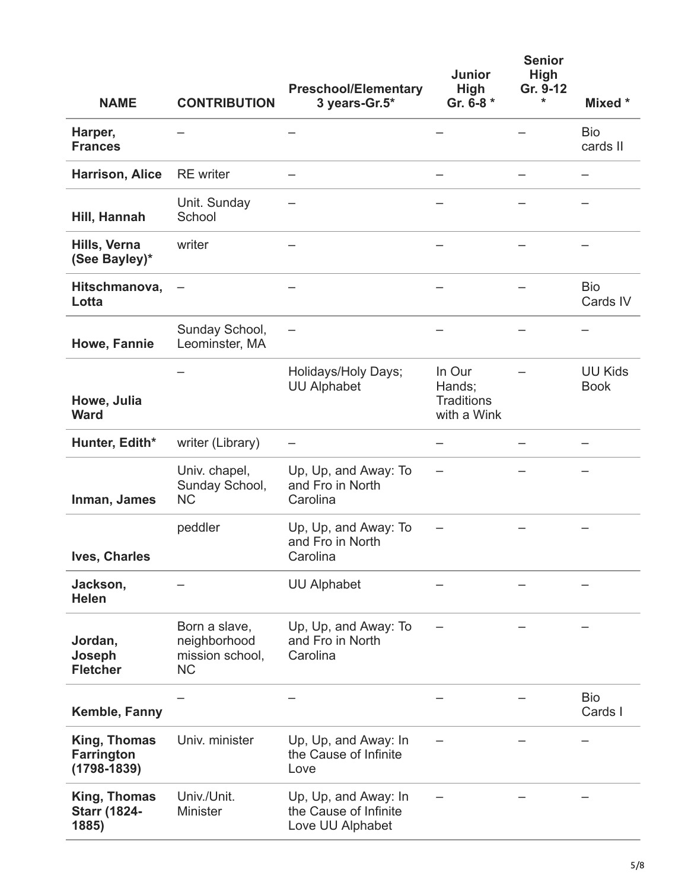| NAME | CONTRIBUTION | Preschool/Elementary 3 years-Gr.5* | Junior High Gr. 6-8 * | Senior High Gr. 9-12 * | Mixed * |
|---|---|---|---|---|---|
| **Harper, Frances** | – | – | – | – | Bio cards II |
| **Harrison, Alice** | RE writer | – | – | – | – |
| **Hill, Hannah** | Unit. Sunday School | – | – | – | – |
| **Hills, Verna (See Bayley)*** | writer | – | – | – | – |
| **Hitschmanova, Lotta** | – | – | – | – | Bio Cards IV |
| **Howe, Fannie** | Sunday School, Leominster, MA | – | – | – | – |
| **Howe, Julia Ward** | – | Holidays/Holy Days; UU Alphabet | In Our Hands; Traditions with a Wink | – | UU Kids Book |
| **Hunter, Edith*** | writer (Library) | – | – | – | – |
| **Inman, James** | Univ. chapel, Sunday School, NC | Up, Up, and Away: To and Fro in North Carolina | – | – | – |
| **Ives, Charles** | peddler | Up, Up, and Away: To and Fro in North Carolina | – | – | – |
| **Jackson, Helen** | – | UU Alphabet | – | – | – |
| **Jordan, Joseph Fletcher** | Born a slave, neighborhood mission school, NC | Up, Up, and Away: To and Fro in North Carolina | – | – | – |
| **Kemble, Fanny** | – | – | – | – | Bio Cards I |
| **King, Thomas Farrington (1798-1839)** | Univ. minister | Up, Up, and Away: In the Cause of Infinite Love | – | – | – |
| **King, Thomas Starr (1824-1885)** | Univ./Unit. Minister | Up, Up, and Away: In the Cause of Infinite Love UU Alphabet | – | – | – |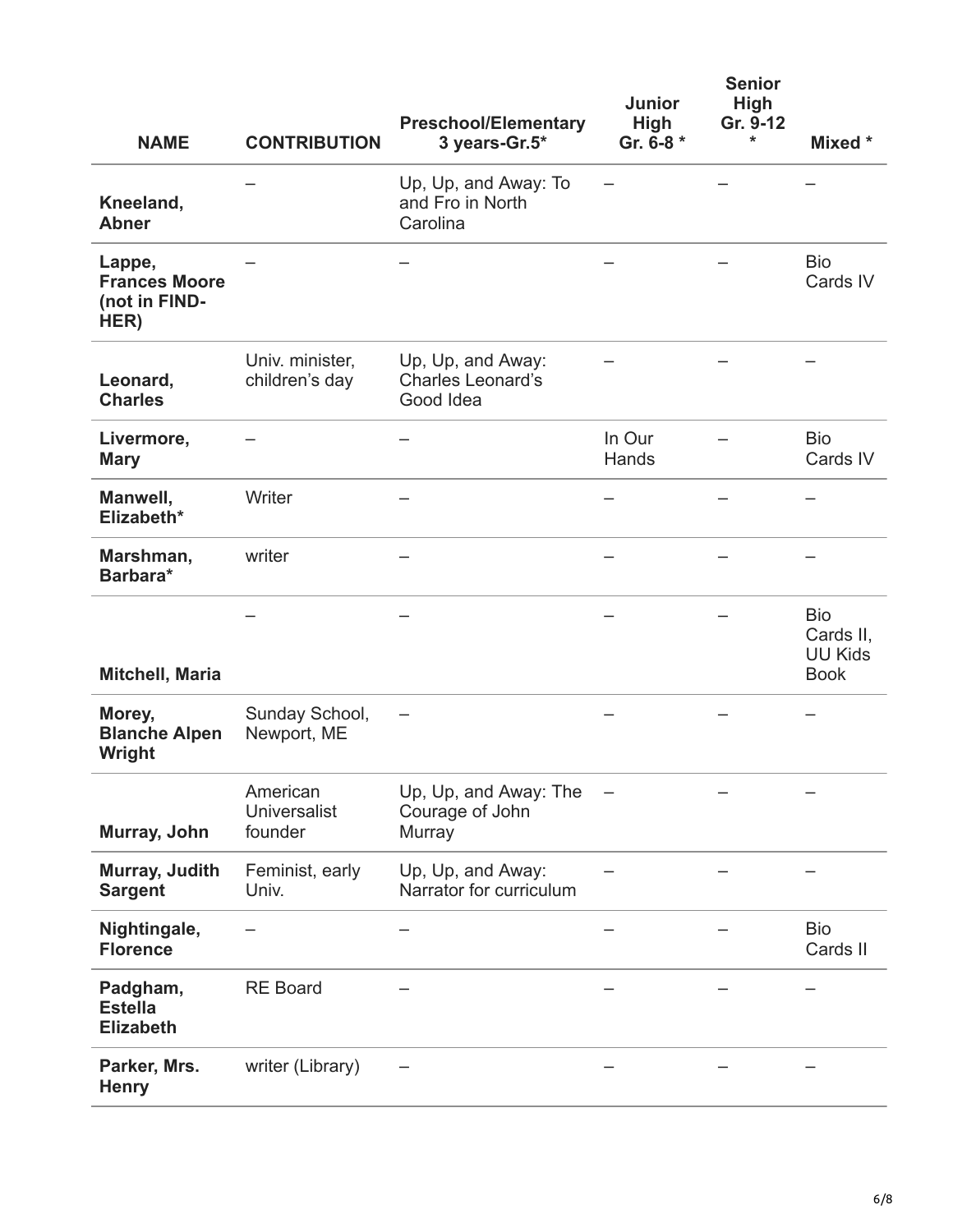| NAME | CONTRIBUTION | Preschool/Elementary 3 years-Gr.5* | Junior High Gr. 6-8 * | Senior High Gr. 9-12 * | Mixed * |
|---|---|---|---|---|---|
| **Kneeland, Abner** | – | Up, Up, and Away: To and Fro in North Carolina | – | – | – |
| **Lappe, Frances Moore (not in FIND-HER)** | – | – | – | – | Bio Cards IV |
| **Leonard, Charles** | Univ. minister, children's day | Up, Up, and Away: Charles Leonard's Good Idea | – | – | – |
| **Livermore, Mary** | – | – | In Our Hands | – | Bio Cards IV |
| **Manwell, Elizabeth*** | Writer | – | – | – | – |
| **Marshman, Barbara*** | writer | – | – | – | – |
| **Mitchell, Maria** | – | – | – | – | Bio Cards II, UU Kids Book |
| **Morey, Blanche Alpen Wright** | Sunday School, Newport, ME | – | – | – | – |
| **Murray, John** | American Universalist founder | Up, Up, and Away: The Courage of John Murray | – | – | – |
| **Murray, Judith Sargent** | Feminist, early Univ. | Up, Up, and Away: Narrator for curriculum | – | – | – |
| **Nightingale, Florence** | – | – | – | – | Bio Cards II |
| **Padgham, Estella Elizabeth** | RE Board | – | – | – | – |
| **Parker, Mrs. Henry** | writer (Library) | – | – | – | – |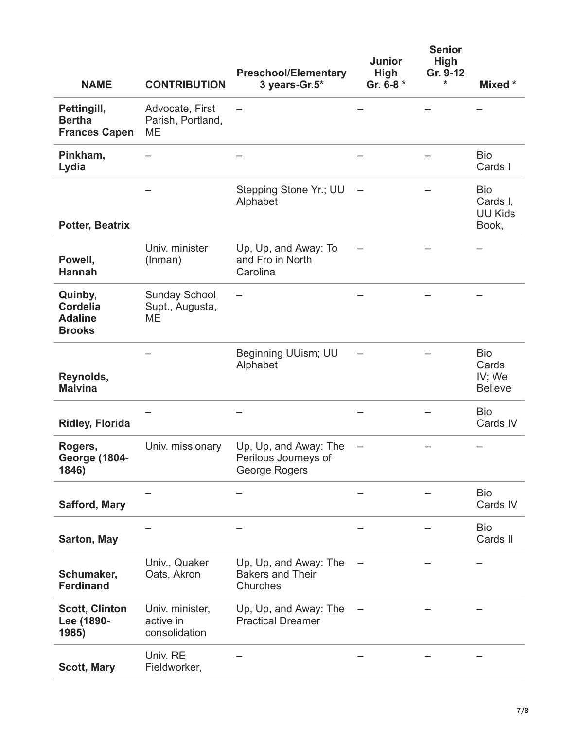| NAME | CONTRIBUTION | Preschool/Elementary 3 years-Gr.5* | Junior High Gr. 6-8 * | Senior High Gr. 9-12 * | Mixed * |
|---|---|---|---|---|---|
| **Pettingill, Bertha Frances Capen** | Advocate, First Parish, Portland, ME | – | – | – | – |
| **Pinkham, Lydia** | – | – | – | – | Bio Cards I |
| **Potter, Beatrix** | – | Stepping Stone Yr.; UU Alphabet | – | – | Bio Cards I, UU Kids Book, |
| **Powell, Hannah** | Univ. minister (Inman) | Up, Up, and Away: To and Fro in North Carolina | – | – | – |
| **Quinby, Cordelia Adaline Brooks** | Sunday School Supt., Augusta, ME | – | – | – | – |
| **Reynolds, Malvina** | – | Beginning UUism; UU Alphabet | – | – | Bio Cards IV; We Believe |
| **Ridley, Florida** | – | – | – | – | Bio Cards IV |
| **Rogers, George (1804-1846)** | Univ. missionary | Up, Up, and Away: The Perilous Journeys of George Rogers | – | – | – |
| **Safford, Mary** | – | – | – | – | Bio Cards IV |
| **Sarton, May** | – | – | – | – | Bio Cards II |
| **Schumaker, Ferdinand** | Univ., Quaker Oats, Akron | Up, Up, and Away: The Bakers and Their Churches | – | – | – |
| **Scott, Clinton Lee (1890-1985)** | Univ. minister, active in consolidation | Up, Up, and Away: The Practical Dreamer | – | – | – |
| **Scott, Mary** | Univ. RE Fieldworker, | – | – | – | – |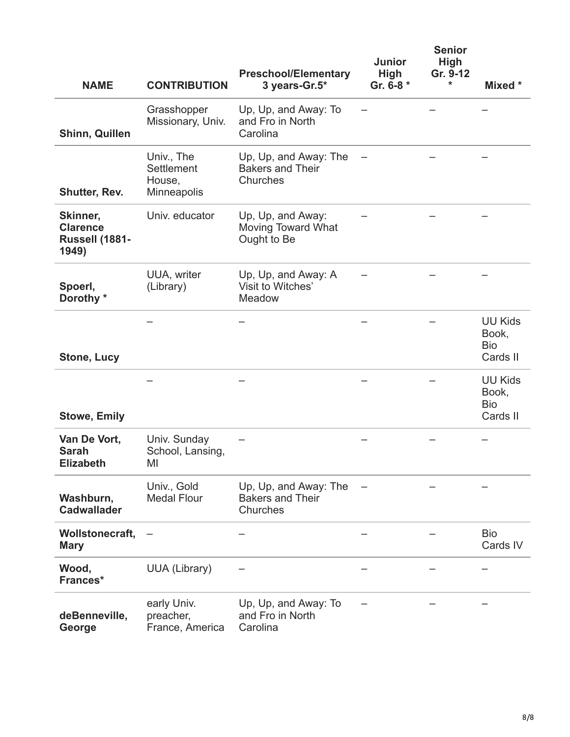| NAME | CONTRIBUTION | Preschool/Elementary 3 years-Gr.5* | Junior High Gr. 6-8 * | Senior High Gr. 9-12 * | Mixed * |
|---|---|---|---|---|---|
| **Shinn, Quillen** | Grasshopper Missionary, Univ. | Up, Up, and Away: To and Fro in North Carolina | – | – | – |
| **Shutter, Rev.** | Univ., The Settlement House, Minneapolis | Up, Up, and Away: The Bakers and Their Churches | – | – | – |
| **Skinner, Clarence Russell (1881-1949)** | Univ. educator | Up, Up, and Away: Moving Toward What Ought to Be | – | – | – |
| **Spoerl, Dorothy *** | UUA, writer (Library) | Up, Up, and Away: A Visit to Witches' Meadow | – | – | – |
| **Stone, Lucy** | – | – | – | – | UU Kids Book, Bio Cards II |
| **Stowe, Emily** | – | – | – | – | UU Kids Book, Bio Cards II |
| **Van De Vort, Sarah Elizabeth** | Univ. Sunday School, Lansing, MI | – | – | – | – |
| **Washburn, Cadwallader** | Univ., Gold Medal Flour | Up, Up, and Away: The Bakers and Their Churches | – | – | – |
| **Wollstonecraft, Mary** | – | – | – | – | Bio Cards IV |
| **Wood, Frances*** | UUA (Library) | – | – | – | – |
| **deBenneville, George** | early Univ. preacher, France, America | Up, Up, and Away: To and Fro in North Carolina | – | – | – |